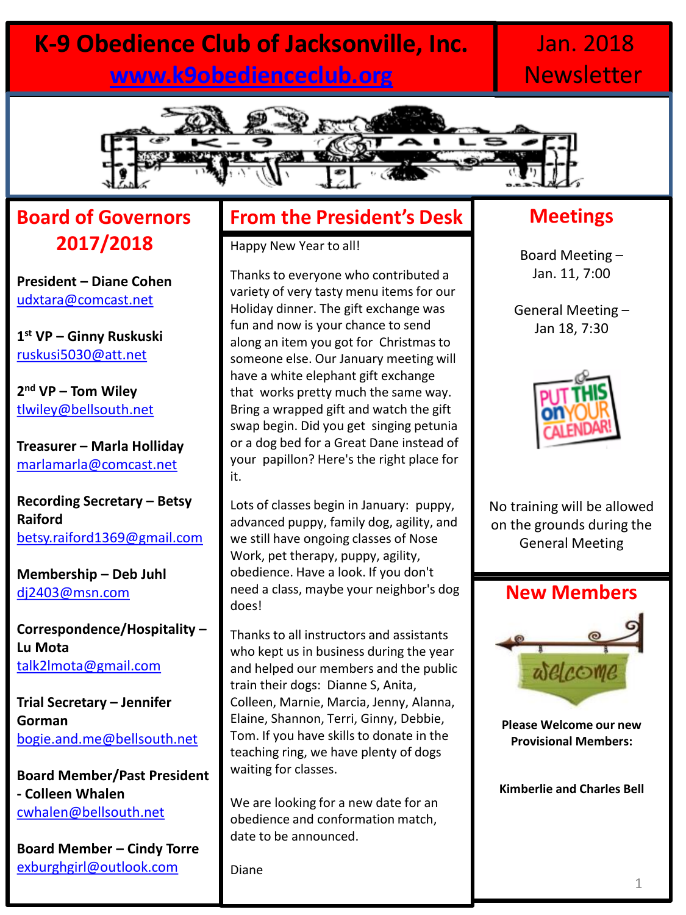# K-9 Obedience Club of Jacksonville, Inc.

[www.k9obedienceclub.org](http://www.k9obedienceclub.org)

Jan. 2018 Newsletter

## Board of Governors 2017/2018

**President – Diane Cohen**
udxtara@comcast.net

**1st VP – Ginny Ruskuski**
ruskusi5030@att.net

**2nd VP – Tom Wiley**
tlwiley@bellsouth.net

**Treasurer – Marla Holliday**
marlamarla@comcast.net

**Recording Secretary – Betsy Raiford**
betsy.raiford1369@gmail.com

**Membership – Deb Juhl**
dj2403@msn.com

**Correspondence/Hospitality – Lu Mota**
talk2lmota@gmail.com

**Trial Secretary – Jennifer Gorman**
bogie.and.me@bellsouth.net

**Board Member/Past President - Colleen Whalen**
cwhalen@bellsouth.net

**Board Member – Cindy Torre**
exburghgirl@outlook.com

## From the President's Desk

Happy New Year to all!

Thanks to everyone who contributed a variety of very tasty menu items for our Holiday dinner. The gift exchange was fun and now is your chance to send along an item you got for Christmas to someone else. Our January meeting will have a white elephant gift exchange that works pretty much the same way. Bring a wrapped gift and watch the gift swap begin. Did you get singing petunia or a dog bed for a Great Dane instead of your papillon? Here's the right place for it.

Lots of classes begin in January: puppy, advanced puppy, family dog, agility, and we still have ongoing classes of Nose Work, pet therapy, puppy, agility, obedience. Have a look. If you don't need a class, maybe your neighbor's dog does!

Thanks to all instructors and assistants who kept us in business during the year and helped our members and the public train their dogs: Dianne S, Anita, Colleen, Marnie, Marcia, Jenny, Alanna, Elaine, Shannon, Terri, Ginny, Debbie, Tom. If you have skills to donate in the teaching ring, we have plenty of dogs waiting for classes.

We are looking for a new date for an obedience and conformation match, date to be announced.

Diane

## Meetings

Board Meeting – Jan. 11, 7:00

General Meeting – Jan 18, 7:30

No training will be allowed on the grounds during the General Meeting

## New Members

**Please Welcome our new Provisional Members:**

**Kimberlie and Charles Bell**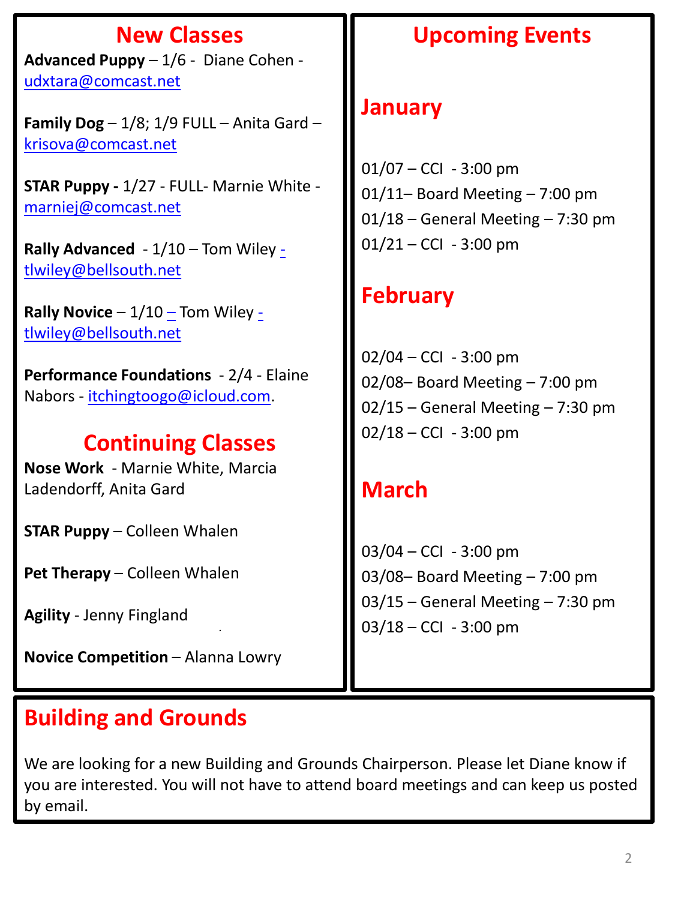## New Classes

**Advanced Puppy** – 1/6 - Diane Cohen - udxtara@comcast.net

**Family Dog** – 1/8; 1/9 FULL – Anita Gard – krisova@comcast.net

**STAR Puppy -** 1/27 - FULL- Marnie White - marniej@comcast.net

**Rally Advanced** - 1/10 – Tom Wiley - tlwiley@bellsouth.net

**Rally Novice** – 1/10 – Tom Wiley - tlwiley@bellsouth.net

**Performance Foundations** - 2/4 - Elaine Nabors - itchingtoogo@icloud.com.

## Continuing Classes

**Nose Work** - Marnie White, Marcia Ladendorff, Anita Gard

**STAR Puppy** – Colleen Whalen

**Pet Therapy** – Colleen Whalen

**Agility** - Jenny Fingland

**Novice Competition** – Alanna Lowry

## Upcoming Events

### January

01/07 – CCI - 3:00 pm
01/11– Board Meeting – 7:00 pm
01/18 – General Meeting – 7:30 pm
01/21 – CCI - 3:00 pm

### February

02/04 – CCI - 3:00 pm
02/08– Board Meeting – 7:00 pm
02/15 – General Meeting – 7:30 pm
02/18 – CCI - 3:00 pm

### March

03/04 – CCI - 3:00 pm
03/08– Board Meeting – 7:00 pm
03/15 – General Meeting – 7:30 pm
03/18 – CCI - 3:00 pm

## Building and Grounds

We are looking for a new Building and Grounds Chairperson. Please let Diane know if you are interested. You will not have to attend board meetings and can keep us posted by email.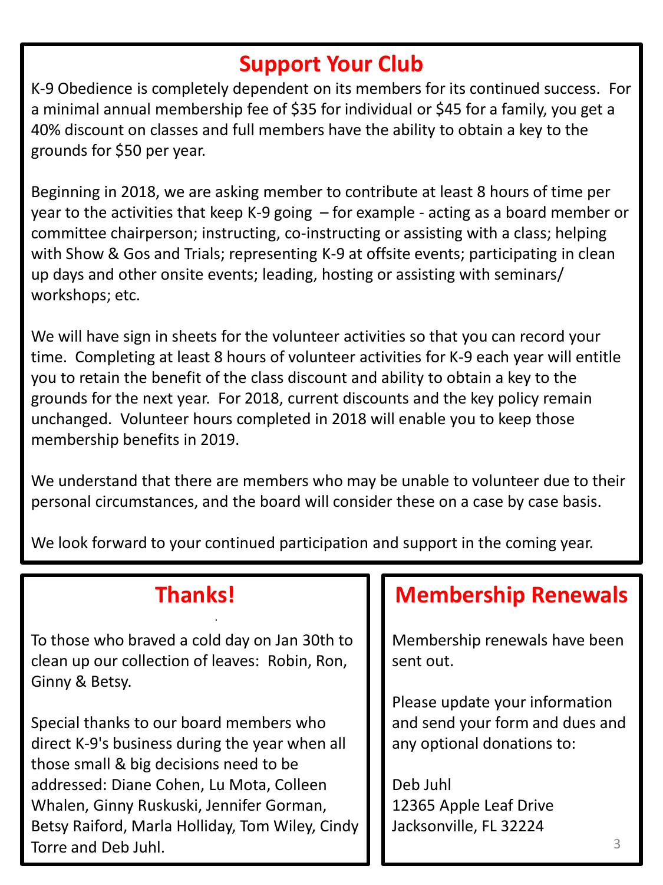## Support Your Club

K-9 Obedience is completely dependent on its members for its continued success. For a minimal annual membership fee of $35 for individual or $45 for a family, you get a 40% discount on classes and full members have the ability to obtain a key to the grounds for $50 per year.

Beginning in 2018, we are asking member to contribute at least 8 hours of time per year to the activities that keep K-9 going – for example - acting as a board member or committee chairperson; instructing, co-instructing or assisting with a class; helping with Show & Gos and Trials; representing K-9 at offsite events; participating in clean up days and other onsite events; leading, hosting or assisting with seminars/ workshops; etc.

We will have sign in sheets for the volunteer activities so that you can record your time. Completing at least 8 hours of volunteer activities for K-9 each year will entitle you to retain the benefit of the class discount and ability to obtain a key to the grounds for the next year. For 2018, current discounts and the key policy remain unchanged. Volunteer hours completed in 2018 will enable you to keep those membership benefits in 2019.

We understand that there are members who may be unable to volunteer due to their personal circumstances, and the board will consider these on a case by case basis.

We look forward to your continued participation and support in the coming year.

## Thanks!

To those who braved a cold day on Jan 30th to clean up our collection of leaves: Robin, Ron, Ginny & Betsy.

Special thanks to our board members who direct K-9's business during the year when all those small & big decisions need to be addressed: Diane Cohen, Lu Mota, Colleen Whalen, Ginny Ruskuski, Jennifer Gorman, Betsy Raiford, Marla Holliday, Tom Wiley, Cindy Torre and Deb Juhl.

## Membership Renewals

Membership renewals have been sent out.

Please update your information and send your form and dues and any optional donations to:

Deb Juhl
12365 Apple Leaf Drive
Jacksonville, FL 32224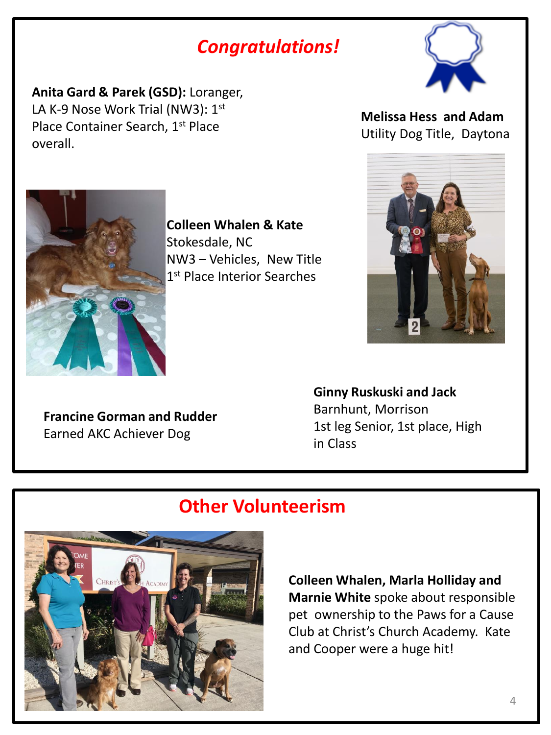# *Congratulations!*

**Anita Gard & Parek (GSD):** Loranger, LA K-9 Nose Work Trial (NW3): 1st Place Container Search, 1st Place overall.

**Melissa Hess and Adam**
Utility Dog Title, Daytona

**Colleen Whalen & Kate**
Stokesdale, NC
NW3 – Vehicles, New Title
1st Place Interior Searches

**Francine Gorman and Rudder**
Earned AKC Achiever Dog

**Ginny Ruskuski and Jack**
Barnhunt, Morrison
1st leg Senior, 1st place, High in Class

## Other Volunteerism

**Colleen Whalen, Marla Holliday and Marnie White** spoke about responsible pet ownership to the Paws for a Cause Club at Christ's Church Academy. Kate and Cooper were a huge hit!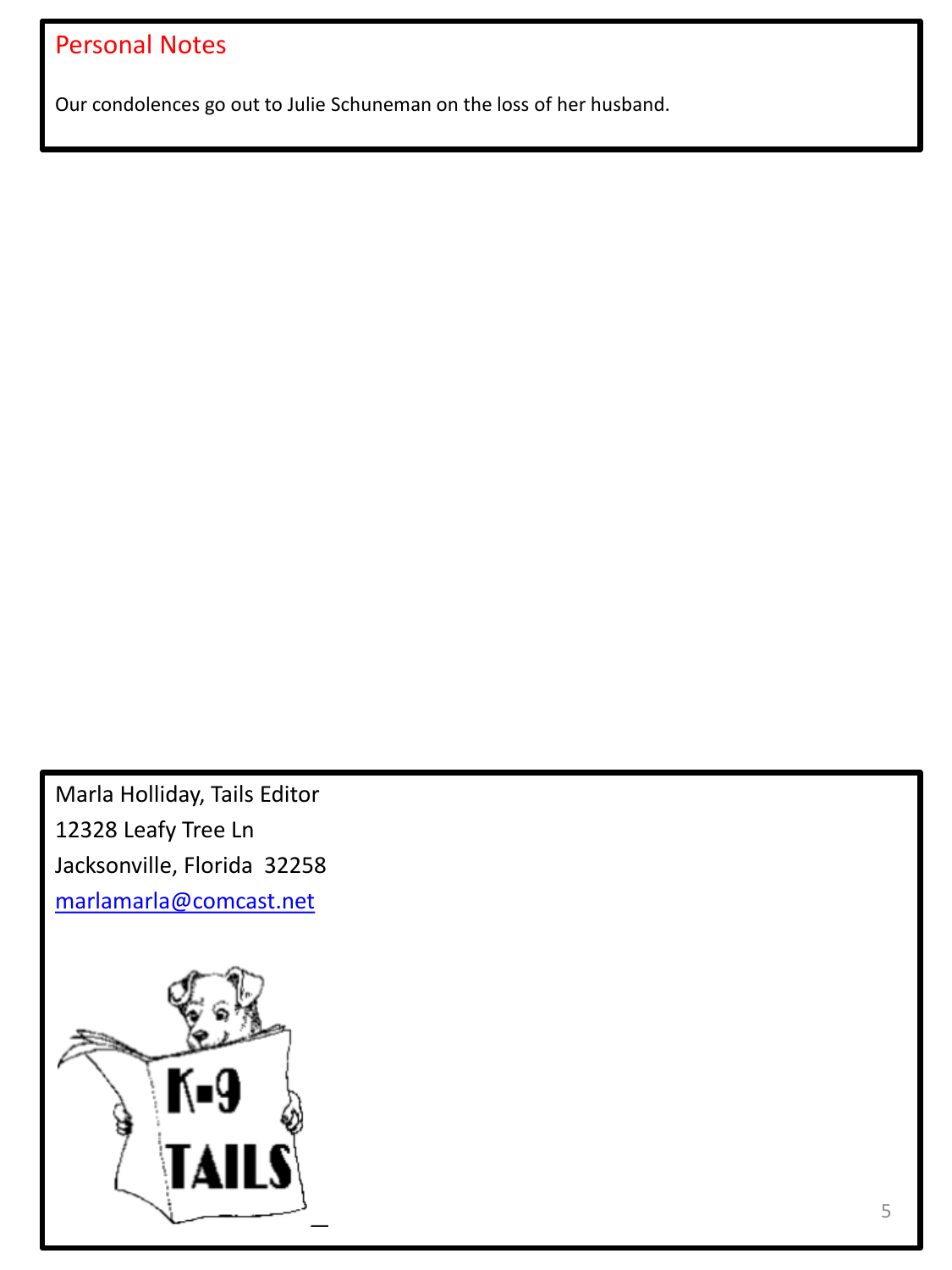## Personal Notes

Our condolences go out to Julie Schuneman on the loss of her husband.

Marla Holliday, Tails Editor
12328 Leafy Tree Ln
Jacksonville, Florida 32258
marlamarla@comcast.net